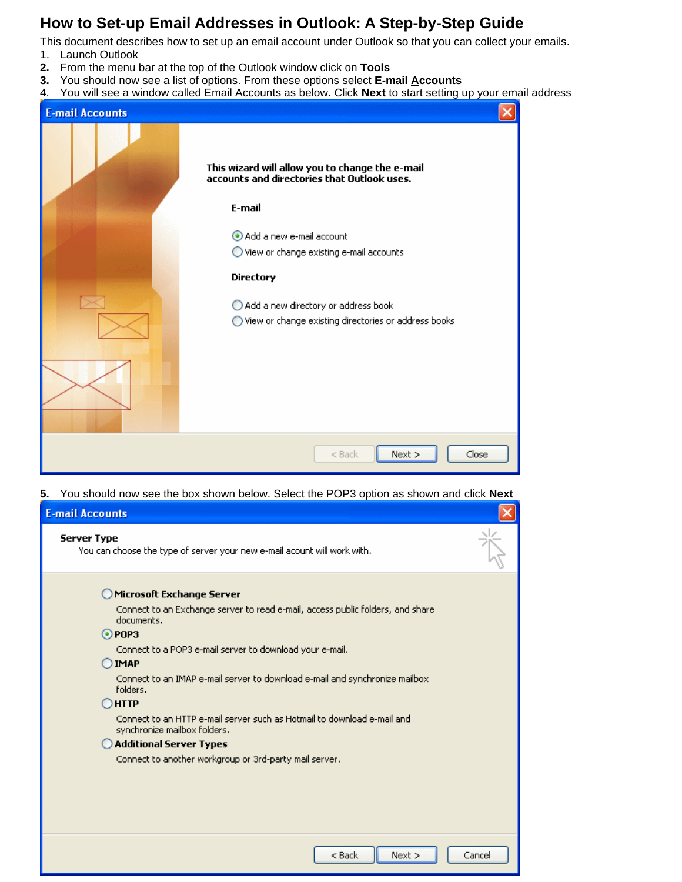# How to Set-up Email Addresses in Outlook: A Step-by-Step Guide

This document describes how to set up an email account under Outlook so that you can collect your emails.

1. Launch Outlook
2. From the menu bar at the top of the Outlook window click on **Tools**
3. You should now see a list of options. From these options select **E-mail Accounts**
4. You will see a window called Email Accounts as below. Click **Next** to start setting up your email address
5. You should now see the box shown below. Select the POP3 option as shown and click **Next**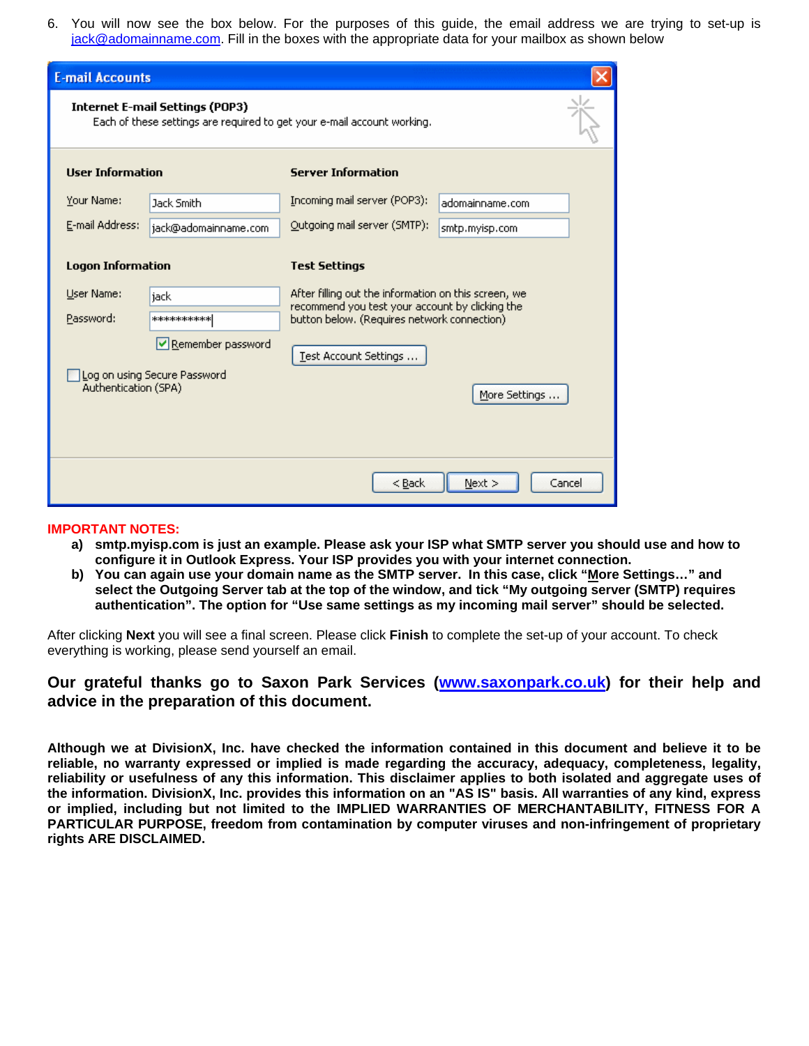6. You will now see the box below. For the purposes of this guide, the email address we are trying to set-up is jack@adomainname.com. Fill in the boxes with the appropriate data for your mailbox as shown below

**E-mail Accounts**

**Internet E-mail Settings (POP3)**
Each of these settings are required to get your e-mail account working.

**User Information**

Your Name: Jack Smith
E-mail Address: jack@adomainname.com

**Server Information**

Incoming mail server (POP3): adomainname.com
Outgoing mail server (SMTP): smtp.myisp.com

**Logon Information**

User Name: jack
Password: ***********
☑ Remember password
☐ Log on using Secure Password Authentication (SPA)

**Test Settings**

After filling out the information on this screen, we recommend you test your account by clicking the button below. (Requires network connection)

Test Account Settings ...

More Settings ...

< Back | Next > | Cancel

**IMPORTANT NOTES:**

a) **smtp.myisp.com is just an example. Please ask your ISP what SMTP server you should use and how to configure it in Outlook Express. Your ISP provides you with your internet connection.**
b) **You can again use your domain name as the SMTP server. In this case, click "More Settings…" and select the Outgoing Server tab at the top of the window, and tick "My outgoing server (SMTP) requires authentication". The option for "Use same settings as my incoming mail server" should be selected.**

After clicking **Next** you will see a final screen. Please click **Finish** to complete the set-up of your account. To check everything is working, please send yourself an email.

**Our grateful thanks go to Saxon Park Services (www.saxonpark.co.uk) for their help and advice in the preparation of this document.**

**Although we at DivisionX, Inc. have checked the information contained in this document and believe it to be reliable, no warranty expressed or implied is made regarding the accuracy, adequacy, completeness, legality, reliability or usefulness of any this information. This disclaimer applies to both isolated and aggregate uses of the information. DivisionX, Inc. provides this information on an "AS IS" basis. All warranties of any kind, express or implied, including but not limited to the IMPLIED WARRANTIES OF MERCHANTABILITY, FITNESS FOR A PARTICULAR PURPOSE, freedom from contamination by computer viruses and non-infringement of proprietary rights ARE DISCLAIMED.**